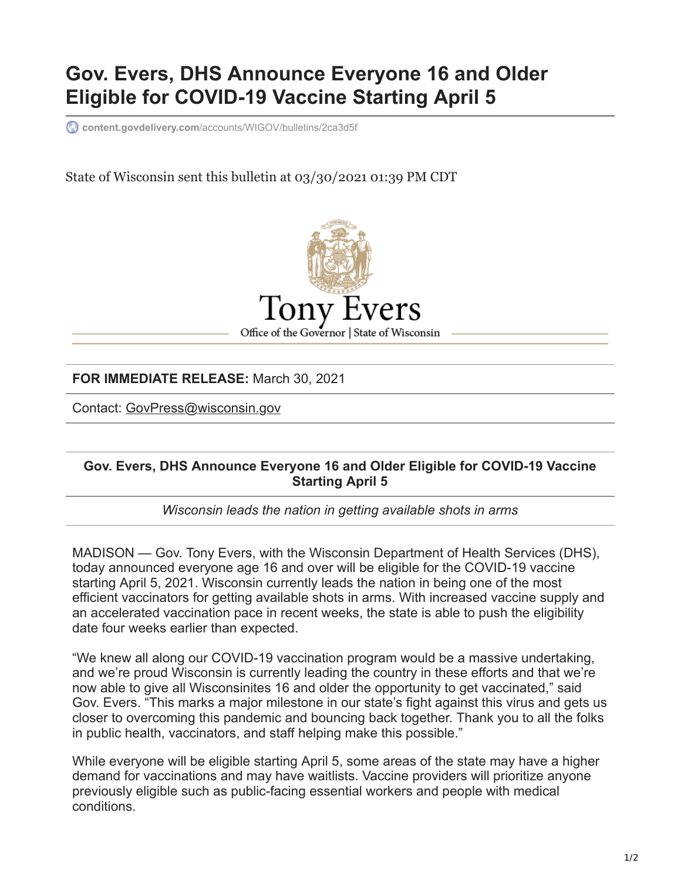# Gov. Evers, DHS Announce Everyone 16 and Older Eligible for COVID-19 Vaccine Starting April 5

content.govdelivery.com/accounts/WIGOV/bulletins/2ca3d5f

State of Wisconsin sent this bulletin at 03/30/2021 01:39 PM CDT

Tony Evers

Office of the Governor | State of Wisconsin

**FOR IMMEDIATE RELEASE:** March 30, 2021

Contact: GovPress@wisconsin.gov

**Gov. Evers, DHS Announce Everyone 16 and Older Eligible for COVID-19 Vaccine Starting April 5**

*Wisconsin leads the nation in getting available shots in arms*

MADISON — Gov. Tony Evers, with the Wisconsin Department of Health Services (DHS), today announced everyone age 16 and over will be eligible for the COVID-19 vaccine starting April 5, 2021. Wisconsin currently leads the nation in being one of the most efficient vaccinators for getting available shots in arms. With increased vaccine supply and an accelerated vaccination pace in recent weeks, the state is able to push the eligibility date four weeks earlier than expected.

"We knew all along our COVID-19 vaccination program would be a massive undertaking, and we're proud Wisconsin is currently leading the country in these efforts and that we're now able to give all Wisconsinites 16 and older the opportunity to get vaccinated," said Gov. Evers. "This marks a major milestone in our state's fight against this virus and gets us closer to overcoming this pandemic and bouncing back together. Thank you to all the folks in public health, vaccinators, and staff helping make this possible."

While everyone will be eligible starting April 5, some areas of the state may have a higher demand for vaccinations and may have waitlists. Vaccine providers will prioritize anyone previously eligible such as public-facing essential workers and people with medical conditions.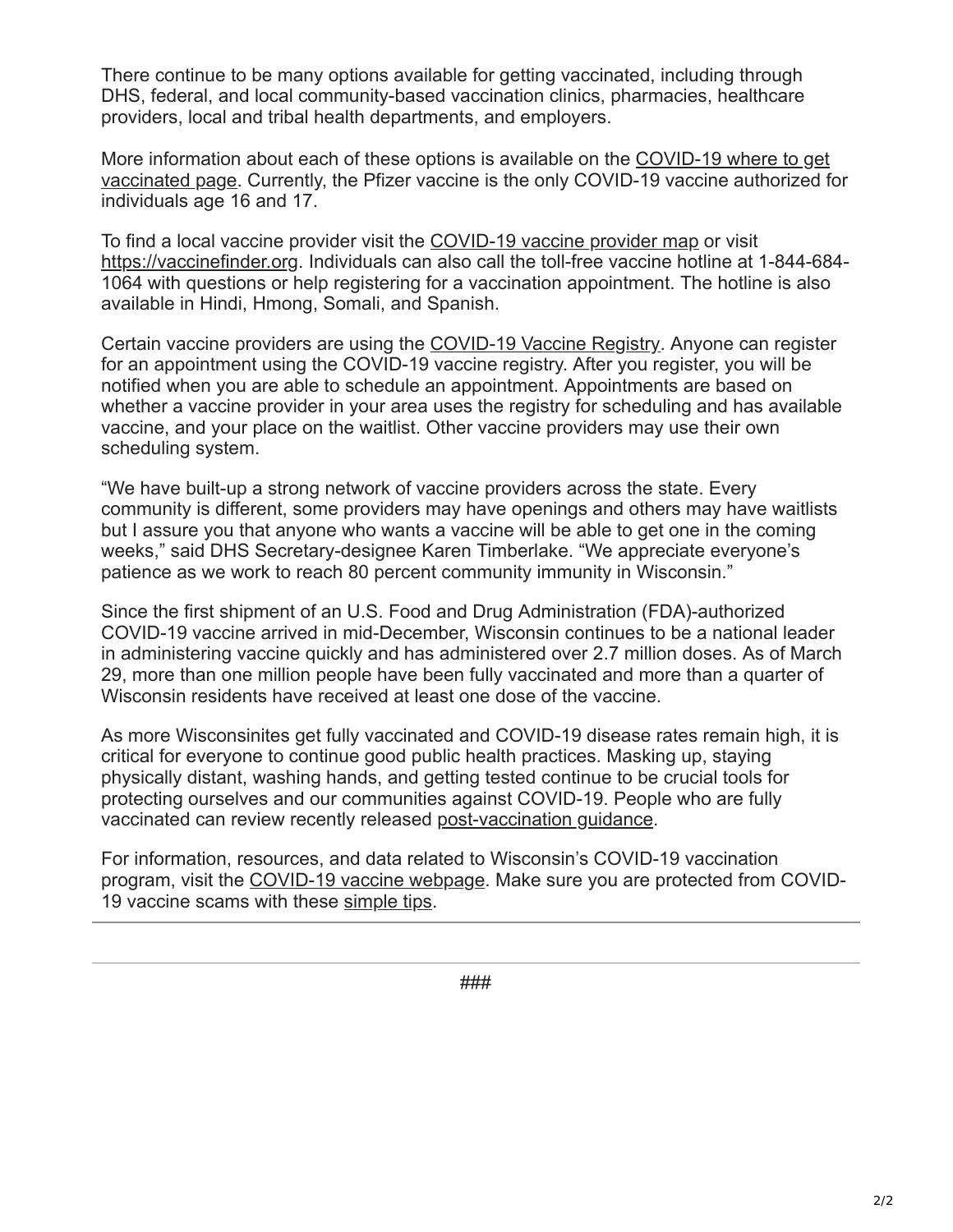There continue to be many options available for getting vaccinated, including through DHS, federal, and local community-based vaccination clinics, pharmacies, healthcare providers, local and tribal health departments, and employers.

More information about each of these options is available on the COVID-19 where to get vaccinated page. Currently, the Pfizer vaccine is the only COVID-19 vaccine authorized for individuals age 16 and 17.

To find a local vaccine provider visit the COVID-19 vaccine provider map or visit https://vaccinefinder.org. Individuals can also call the toll-free vaccine hotline at 1-844-684-1064 with questions or help registering for a vaccination appointment. The hotline is also available in Hindi, Hmong, Somali, and Spanish.

Certain vaccine providers are using the COVID-19 Vaccine Registry. Anyone can register for an appointment using the COVID-19 vaccine registry. After you register, you will be notified when you are able to schedule an appointment. Appointments are based on whether a vaccine provider in your area uses the registry for scheduling and has available vaccine, and your place on the waitlist. Other vaccine providers may use their own scheduling system.

“We have built-up a strong network of vaccine providers across the state. Every community is different, some providers may have openings and others may have waitlists but I assure you that anyone who wants a vaccine will be able to get one in the coming weeks,” said DHS Secretary-designee Karen Timberlake. “We appreciate everyone’s patience as we work to reach 80 percent community immunity in Wisconsin.”

Since the first shipment of an U.S. Food and Drug Administration (FDA)-authorized COVID-19 vaccine arrived in mid-December, Wisconsin continues to be a national leader in administering vaccine quickly and has administered over 2.7 million doses. As of March 29, more than one million people have been fully vaccinated and more than a quarter of Wisconsin residents have received at least one dose of the vaccine.

As more Wisconsinites get fully vaccinated and COVID-19 disease rates remain high, it is critical for everyone to continue good public health practices. Masking up, staying physically distant, washing hands, and getting tested continue to be crucial tools for protecting ourselves and our communities against COVID-19. People who are fully vaccinated can review recently released post-vaccination guidance.

For information, resources, and data related to Wisconsin’s COVID-19 vaccination program, visit the COVID-19 vaccine webpage. Make sure you are protected from COVID-19 vaccine scams with these simple tips.

---

###